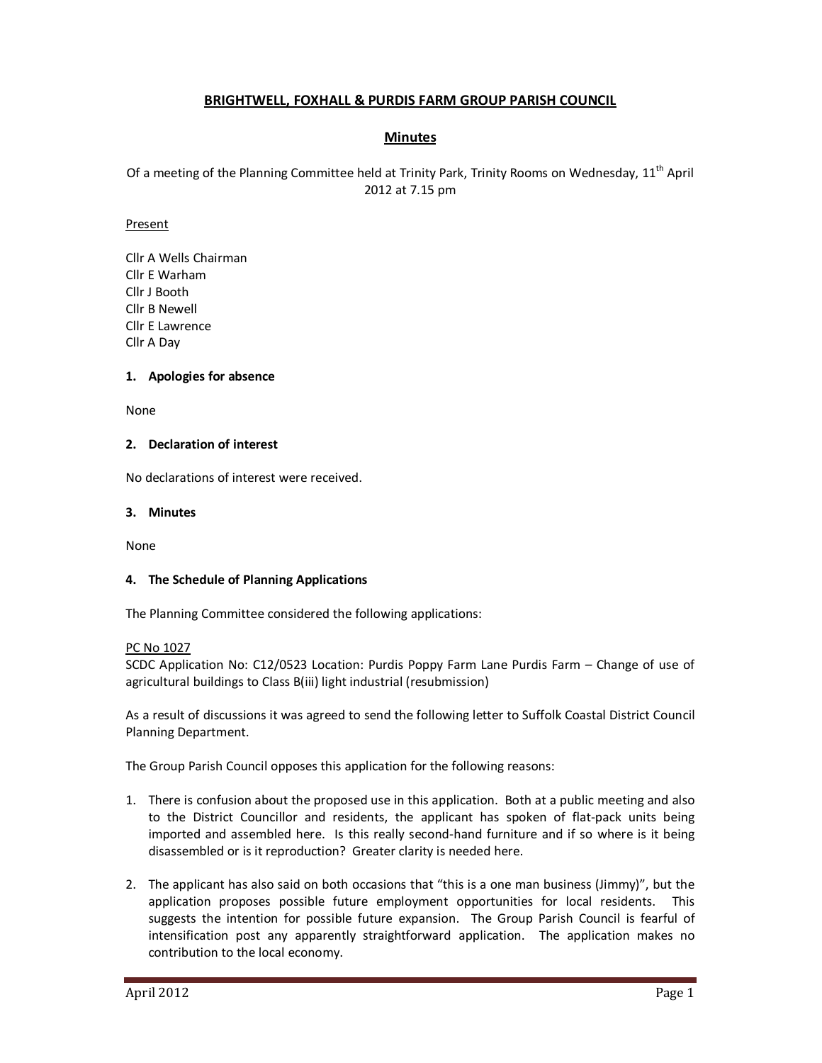# BRIGHTWELL, FOXHALL & PURDIS FARM GROUP PARISH COUNCIL

## Minutes

Of a meeting of the Planning Committee held at Trinity Park, Trinity Rooms on Wednesday, 11th April 2012 at 7.15 pm

Present

Cllr A Wells Chairman
Cllr E Warham
Cllr J Booth
Cllr B Newell
Cllr E Lawrence
Cllr A Day

**1. Apologies for absence**

None

**2. Declaration of interest**

No declarations of interest were received.

**3. Minutes**

None

**4. The Schedule of Planning Applications**

The Planning Committee considered the following applications:

PC No 1027
SCDC Application No: C12/0523 Location: Purdis Poppy Farm Lane Purdis Farm – Change of use of agricultural buildings to Class B(iii) light industrial (resubmission)

As a result of discussions it was agreed to send the following letter to Suffolk Coastal District Council Planning Department.

The Group Parish Council opposes this application for the following reasons:

1. There is confusion about the proposed use in this application. Both at a public meeting and also to the District Councillor and residents, the applicant has spoken of flat-pack units being imported and assembled here. Is this really second-hand furniture and if so where is it being disassembled or is it reproduction? Greater clarity is needed here.

2. The applicant has also said on both occasions that "this is a one man business (Jimmy)", but the application proposes possible future employment opportunities for local residents. This suggests the intention for possible future expansion. The Group Parish Council is fearful of intensification post any apparently straightforward application. The application makes no contribution to the local economy.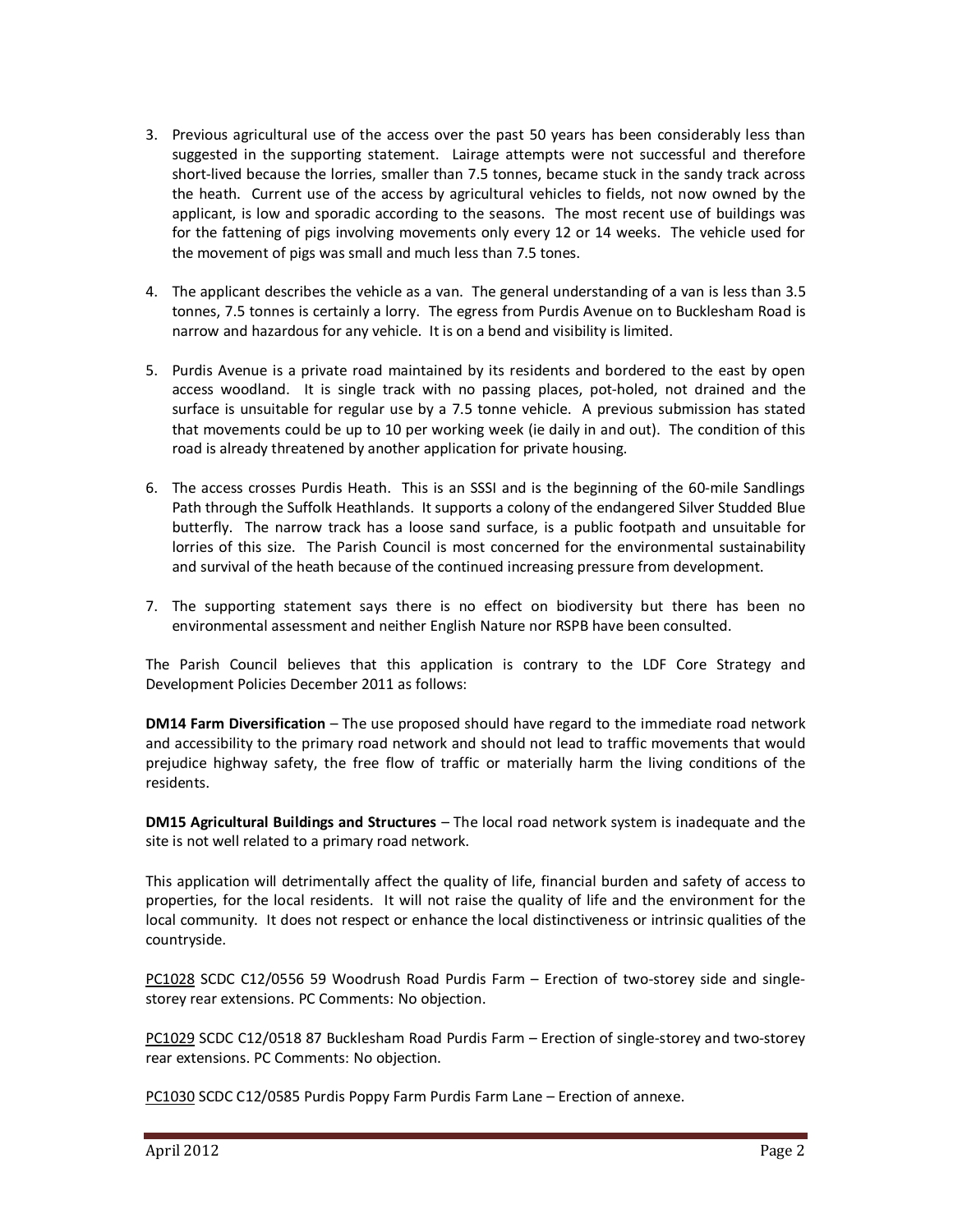3. Previous agricultural use of the access over the past 50 years has been considerably less than suggested in the supporting statement. Lairage attempts were not successful and therefore short-lived because the lorries, smaller than 7.5 tonnes, became stuck in the sandy track across the heath. Current use of the access by agricultural vehicles to fields, not now owned by the applicant, is low and sporadic according to the seasons. The most recent use of buildings was for the fattening of pigs involving movements only every 12 or 14 weeks. The vehicle used for the movement of pigs was small and much less than 7.5 tones.

4. The applicant describes the vehicle as a van. The general understanding of a van is less than 3.5 tonnes, 7.5 tonnes is certainly a lorry. The egress from Purdis Avenue on to Bucklesham Road is narrow and hazardous for any vehicle. It is on a bend and visibility is limited.

5. Purdis Avenue is a private road maintained by its residents and bordered to the east by open access woodland. It is single track with no passing places, pot-holed, not drained and the surface is unsuitable for regular use by a 7.5 tonne vehicle. A previous submission has stated that movements could be up to 10 per working week (ie daily in and out). The condition of this road is already threatened by another application for private housing.

6. The access crosses Purdis Heath. This is an SSSI and is the beginning of the 60-mile Sandlings Path through the Suffolk Heathlands. It supports a colony of the endangered Silver Studded Blue butterfly. The narrow track has a loose sand surface, is a public footpath and unsuitable for lorries of this size. The Parish Council is most concerned for the environmental sustainability and survival of the heath because of the continued increasing pressure from development.

7. The supporting statement says there is no effect on biodiversity but there has been no environmental assessment and neither English Nature nor RSPB have been consulted.

The Parish Council believes that this application is contrary to the LDF Core Strategy and Development Policies December 2011 as follows:

**DM14 Farm Diversification** – The use proposed should have regard to the immediate road network and accessibility to the primary road network and should not lead to traffic movements that would prejudice highway safety, the free flow of traffic or materially harm the living conditions of the residents.

**DM15 Agricultural Buildings and Structures** – The local road network system is inadequate and the site is not well related to a primary road network.

This application will detrimentally affect the quality of life, financial burden and safety of access to properties, for the local residents. It will not raise the quality of life and the environment for the local community. It does not respect or enhance the local distinctiveness or intrinsic qualities of the countryside.

PC1028 SCDC C12/0556 59 Woodrush Road Purdis Farm – Erection of two-storey side and single-storey rear extensions. PC Comments: No objection.

PC1029 SCDC C12/0518 87 Bucklesham Road Purdis Farm – Erection of single-storey and two-storey rear extensions. PC Comments: No objection.

PC1030 SCDC C12/0585 Purdis Poppy Farm Purdis Farm Lane – Erection of annexe.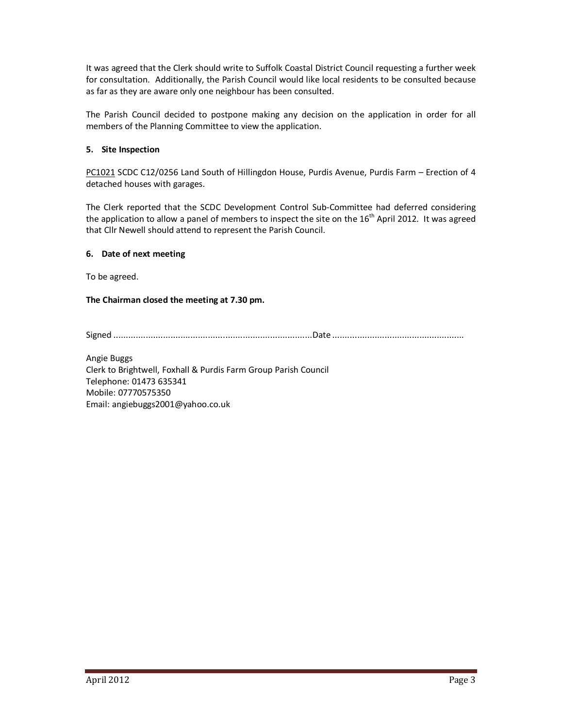It was agreed that the Clerk should write to Suffolk Coastal District Council requesting a further week for consultation. Additionally, the Parish Council would like local residents to be consulted because as far as they are aware only one neighbour has been consulted.

The Parish Council decided to postpone making any decision on the application in order for all members of the Planning Committee to view the application.

**5. Site Inspection**

PC1021 SCDC C12/0256 Land South of Hillingdon House, Purdis Avenue, Purdis Farm – Erection of 4 detached houses with garages.

The Clerk reported that the SCDC Development Control Sub-Committee had deferred considering the application to allow a panel of members to inspect the site on the 16th April 2012. It was agreed that Cllr Newell should attend to represent the Parish Council.

**6. Date of next meeting**

To be agreed.

**The Chairman closed the meeting at 7.30 pm.**

Signed ..................................................................................Date .....................................................

Angie Buggs
Clerk to Brightwell, Foxhall & Purdis Farm Group Parish Council
Telephone: 01473 635341
Mobile: 07770575350
Email: angiebuggs2001@yahoo.co.uk